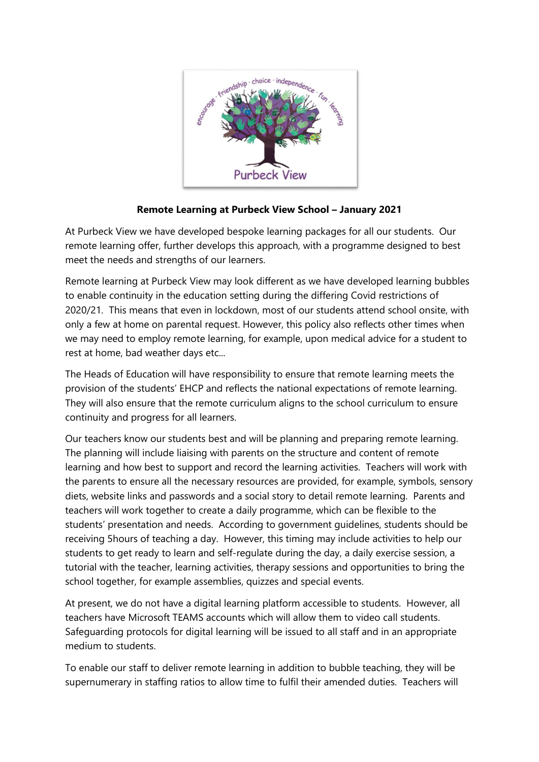**Remote Learning at Purbeck View School – January 2021**

At Purbeck View we have developed bespoke learning packages for all our students. Our remote learning offer, further develops this approach, with a programme designed to best meet the needs and strengths of our learners.

Remote learning at Purbeck View may look different as we have developed learning bubbles to enable continuity in the education setting during the differing Covid restrictions of 2020/21. This means that even in lockdown, most of our students attend school onsite, with only a few at home on parental request. However, this policy also reflects other times when we may need to employ remote learning, for example, upon medical advice for a student to rest at home, bad weather days etc...

The Heads of Education will have responsibility to ensure that remote learning meets the provision of the students' EHCP and reflects the national expectations of remote learning. They will also ensure that the remote curriculum aligns to the school curriculum to ensure continuity and progress for all learners.

Our teachers know our students best and will be planning and preparing remote learning. The planning will include liaising with parents on the structure and content of remote learning and how best to support and record the learning activities. Teachers will work with the parents to ensure all the necessary resources are provided, for example, symbols, sensory diets, website links and passwords and a social story to detail remote learning. Parents and teachers will work together to create a daily programme, which can be flexible to the students' presentation and needs. According to government guidelines, students should be receiving 5hours of teaching a day. However, this timing may include activities to help our students to get ready to learn and self-regulate during the day, a daily exercise session, a tutorial with the teacher, learning activities, therapy sessions and opportunities to bring the school together, for example assemblies, quizzes and special events.

At present, we do not have a digital learning platform accessible to students. However, all teachers have Microsoft TEAMS accounts which will allow them to video call students. Safeguarding protocols for digital learning will be issued to all staff and in an appropriate medium to students.

To enable our staff to deliver remote learning in addition to bubble teaching, they will be supernumerary in staffing ratios to allow time to fulfil their amended duties. Teachers will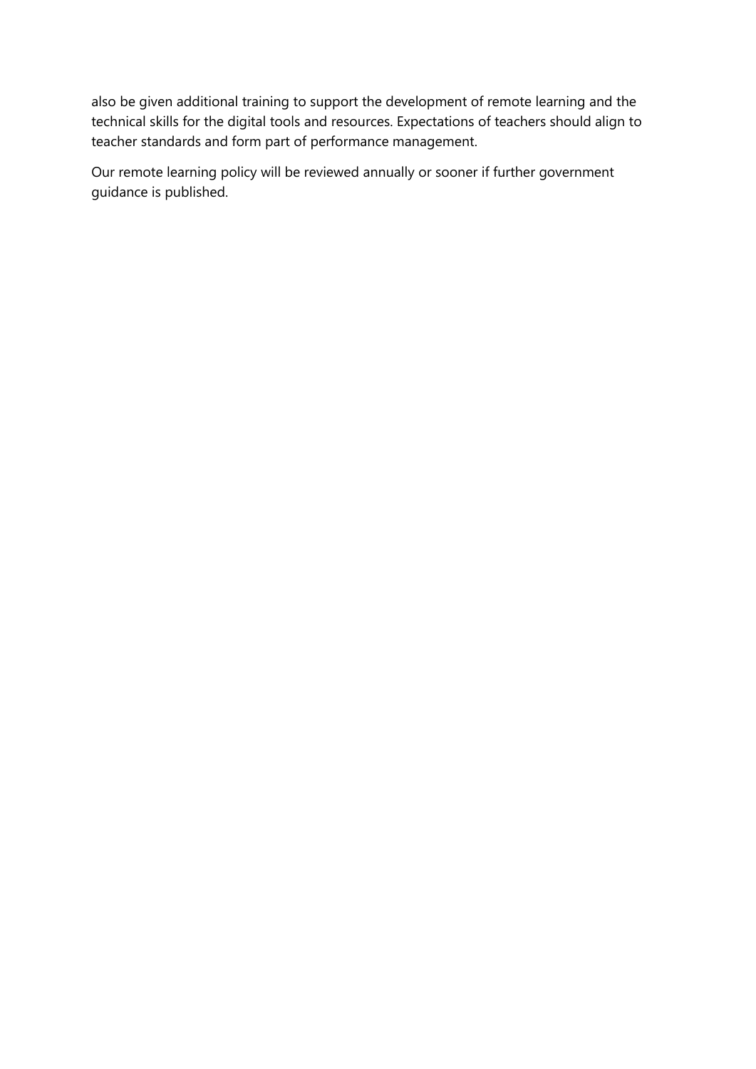also be given additional training to support the development of remote learning and the technical skills for the digital tools and resources. Expectations of teachers should align to teacher standards and form part of performance management.

Our remote learning policy will be reviewed annually or sooner if further government guidance is published.